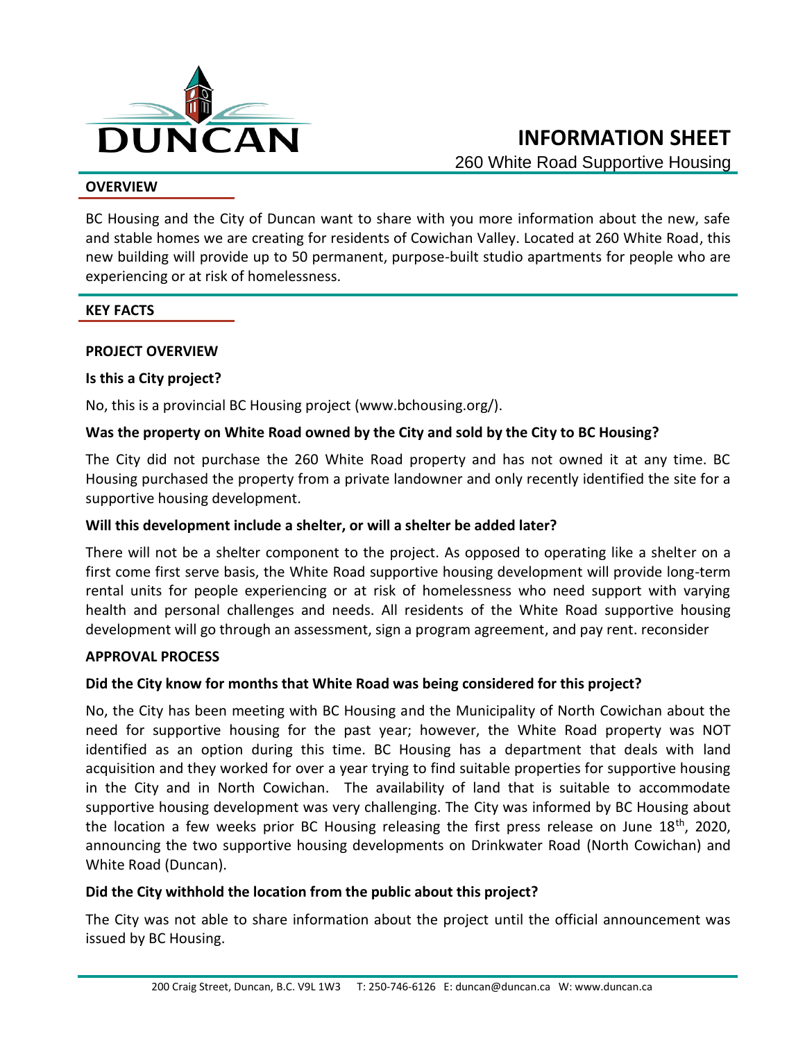DUNCAN

# INFORMATION SHEET

260 White Road Supportive Housing

## OVERVIEW

BC Housing and the City of Duncan want to share with you more information about the new, safe and stable homes we are creating for residents of Cowichan Valley. Located at 260 White Road, this new building will provide up to 50 permanent, purpose-built studio apartments for people who are experiencing or at risk of homelessness.

## KEY FACTS

### PROJECT OVERVIEW

**Is this a City project?**

No, this is a provincial BC Housing project (www.bchousing.org/).

**Was the property on White Road owned by the City and sold by the City to BC Housing?**

The City did not purchase the 260 White Road property and has not owned it at any time. BC Housing purchased the property from a private landowner and only recently identified the site for a supportive housing development.

**Will this development include a shelter, or will a shelter be added later?**

There will not be a shelter component to the project. As opposed to operating like a shelter on a first come first serve basis, the White Road supportive housing development will provide long-term rental units for people experiencing or at risk of homelessness who need support with varying health and personal challenges and needs. All residents of the White Road supportive housing development will go through an assessment, sign a program agreement, and pay rent. reconsider

### APPROVAL PROCESS

**Did the City know for months that White Road was being considered for this project?**

No, the City has been meeting with BC Housing and the Municipality of North Cowichan about the need for supportive housing for the past year; however, the White Road property was NOT identified as an option during this time. BC Housing has a department that deals with land acquisition and they worked for over a year trying to find suitable properties for supportive housing in the City and in North Cowichan. The availability of land that is suitable to accommodate supportive housing development was very challenging. The City was informed by BC Housing about the location a few weeks prior BC Housing releasing the first press release on June 18th, 2020, announcing the two supportive housing developments on Drinkwater Road (North Cowichan) and White Road (Duncan).

**Did the City withhold the location from the public about this project?**

The City was not able to share information about the project until the official announcement was issued by BC Housing.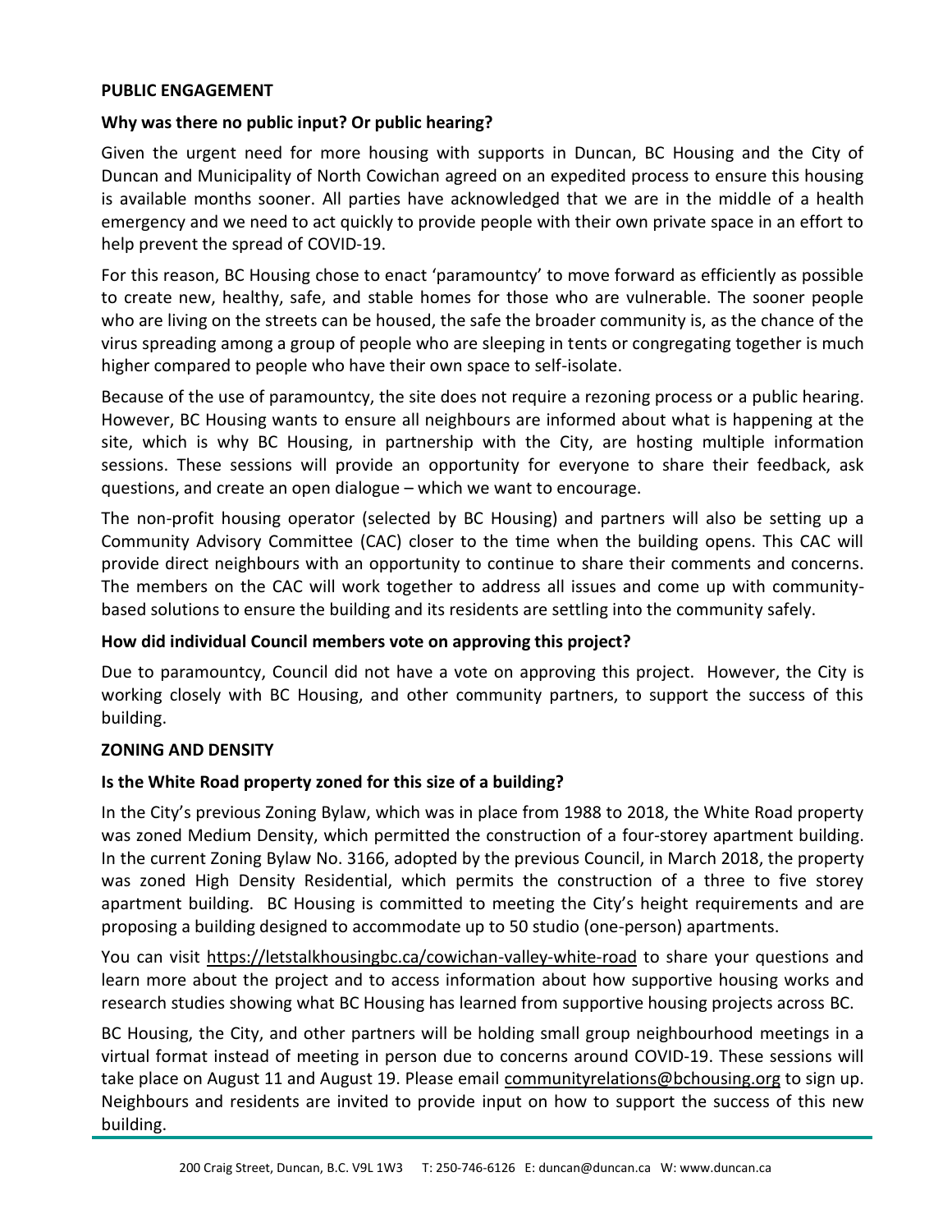## PUBLIC ENGAGEMENT

### Why was there no public input? Or public hearing?

Given the urgent need for more housing with supports in Duncan, BC Housing and the City of Duncan and Municipality of North Cowichan agreed on an expedited process to ensure this housing is available months sooner. All parties have acknowledged that we are in the middle of a health emergency and we need to act quickly to provide people with their own private space in an effort to help prevent the spread of COVID-19.

For this reason, BC Housing chose to enact 'paramountcy' to move forward as efficiently as possible to create new, healthy, safe, and stable homes for those who are vulnerable. The sooner people who are living on the streets can be housed, the safe the broader community is, as the chance of the virus spreading among a group of people who are sleeping in tents or congregating together is much higher compared to people who have their own space to self-isolate.

Because of the use of paramountcy, the site does not require a rezoning process or a public hearing. However, BC Housing wants to ensure all neighbours are informed about what is happening at the site, which is why BC Housing, in partnership with the City, are hosting multiple information sessions. These sessions will provide an opportunity for everyone to share their feedback, ask questions, and create an open dialogue – which we want to encourage.

The non-profit housing operator (selected by BC Housing) and partners will also be setting up a Community Advisory Committee (CAC) closer to the time when the building opens. This CAC will provide direct neighbours with an opportunity to continue to share their comments and concerns. The members on the CAC will work together to address all issues and come up with community-based solutions to ensure the building and its residents are settling into the community safely.

### How did individual Council members vote on approving this project?

Due to paramountcy, Council did not have a vote on approving this project. However, the City is working closely with BC Housing, and other community partners, to support the success of this building.

## ZONING AND DENSITY

### Is the White Road property zoned for this size of a building?

In the City's previous Zoning Bylaw, which was in place from 1988 to 2018, the White Road property was zoned Medium Density, which permitted the construction of a four-storey apartment building. In the current Zoning Bylaw No. 3166, adopted by the previous Council, in March 2018, the property was zoned High Density Residential, which permits the construction of a three to five storey apartment building. BC Housing is committed to meeting the City's height requirements and are proposing a building designed to accommodate up to 50 studio (one-person) apartments.

You can visit https://letstalkhousingbc.ca/cowichan-valley-white-road to share your questions and learn more about the project and to access information about how supportive housing works and research studies showing what BC Housing has learned from supportive housing projects across BC.

BC Housing, the City, and other partners will be holding small group neighbourhood meetings in a virtual format instead of meeting in person due to concerns around COVID-19. These sessions will take place on August 11 and August 19. Please email communityrelations@bchousing.org to sign up. Neighbours and residents are invited to provide input on how to support the success of this new building.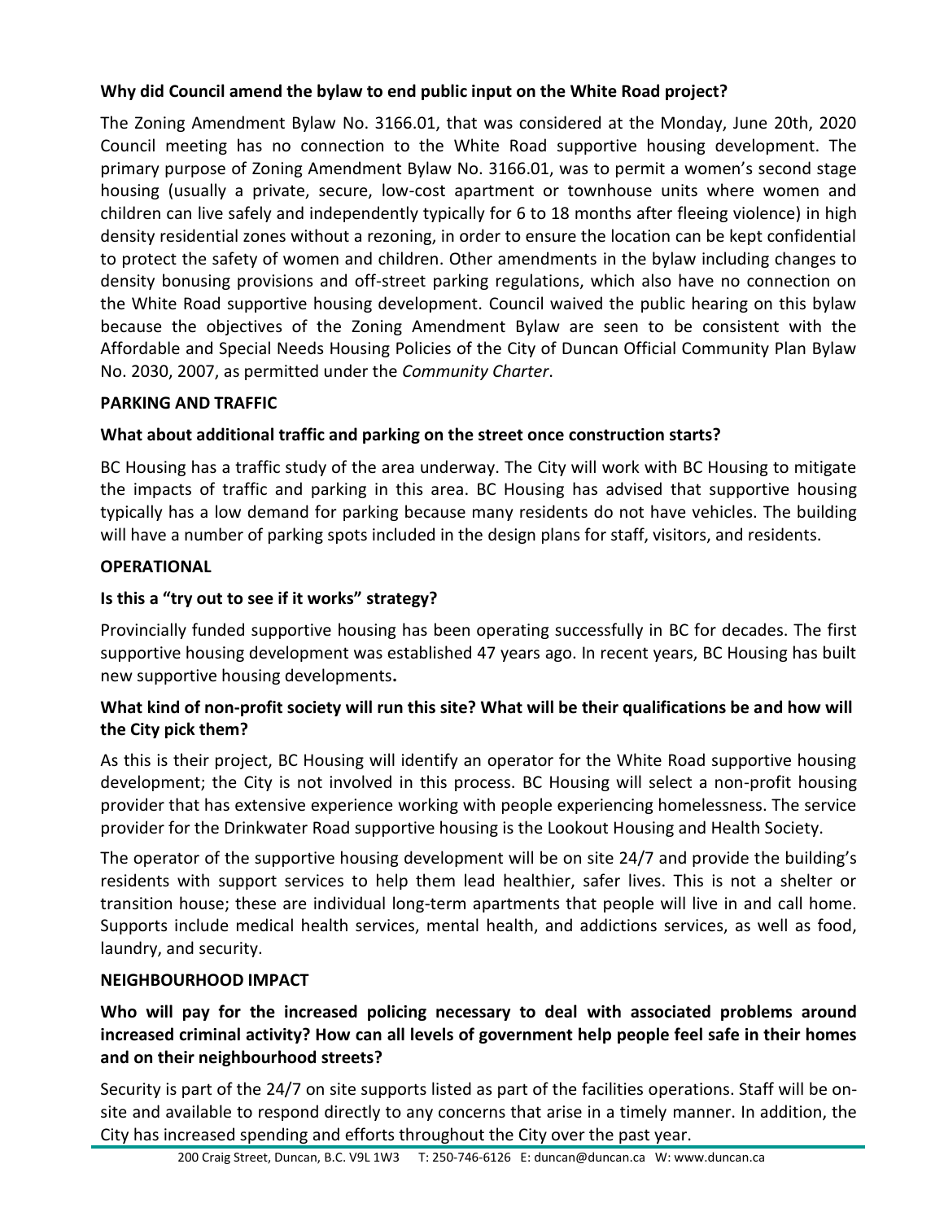**Why did Council amend the bylaw to end public input on the White Road project?**

The Zoning Amendment Bylaw No. 3166.01, that was considered at the Monday, June 20th, 2020 Council meeting has no connection to the White Road supportive housing development. The primary purpose of Zoning Amendment Bylaw No. 3166.01, was to permit a women's second stage housing (usually a private, secure, low-cost apartment or townhouse units where women and children can live safely and independently typically for 6 to 18 months after fleeing violence) in high density residential zones without a rezoning, in order to ensure the location can be kept confidential to protect the safety of women and children. Other amendments in the bylaw including changes to density bonusing provisions and off-street parking regulations, which also have no connection on the White Road supportive housing development. Council waived the public hearing on this bylaw because the objectives of the Zoning Amendment Bylaw are seen to be consistent with the Affordable and Special Needs Housing Policies of the City of Duncan Official Community Plan Bylaw No. 2030, 2007, as permitted under the *Community Charter*.

**PARKING AND TRAFFIC**

**What about additional traffic and parking on the street once construction starts?**

BC Housing has a traffic study of the area underway. The City will work with BC Housing to mitigate the impacts of traffic and parking in this area. BC Housing has advised that supportive housing typically has a low demand for parking because many residents do not have vehicles. The building will have a number of parking spots included in the design plans for staff, visitors, and residents.

**OPERATIONAL**

**Is this a "try out to see if it works" strategy?**

Provincially funded supportive housing has been operating successfully in BC for decades. The first supportive housing development was established 47 years ago. In recent years, BC Housing has built new supportive housing developments**.**

**What kind of non-profit society will run this site? What will be their qualifications be and how will the City pick them?**

As this is their project, BC Housing will identify an operator for the White Road supportive housing development; the City is not involved in this process. BC Housing will select a non-profit housing provider that has extensive experience working with people experiencing homelessness. The service provider for the Drinkwater Road supportive housing is the Lookout Housing and Health Society.

The operator of the supportive housing development will be on site 24/7 and provide the building's residents with support services to help them lead healthier, safer lives. This is not a shelter or transition house; these are individual long-term apartments that people will live in and call home. Supports include medical health services, mental health, and addictions services, as well as food, laundry, and security.

**NEIGHBOURHOOD IMPACT**

**Who will pay for the increased policing necessary to deal with associated problems around increased criminal activity? How can all levels of government help people feel safe in their homes and on their neighbourhood streets?**

Security is part of the 24/7 on site supports listed as part of the facilities operations. Staff will be on-site and available to respond directly to any concerns that arise in a timely manner. In addition, the City has increased spending and efforts throughout the City over the past year.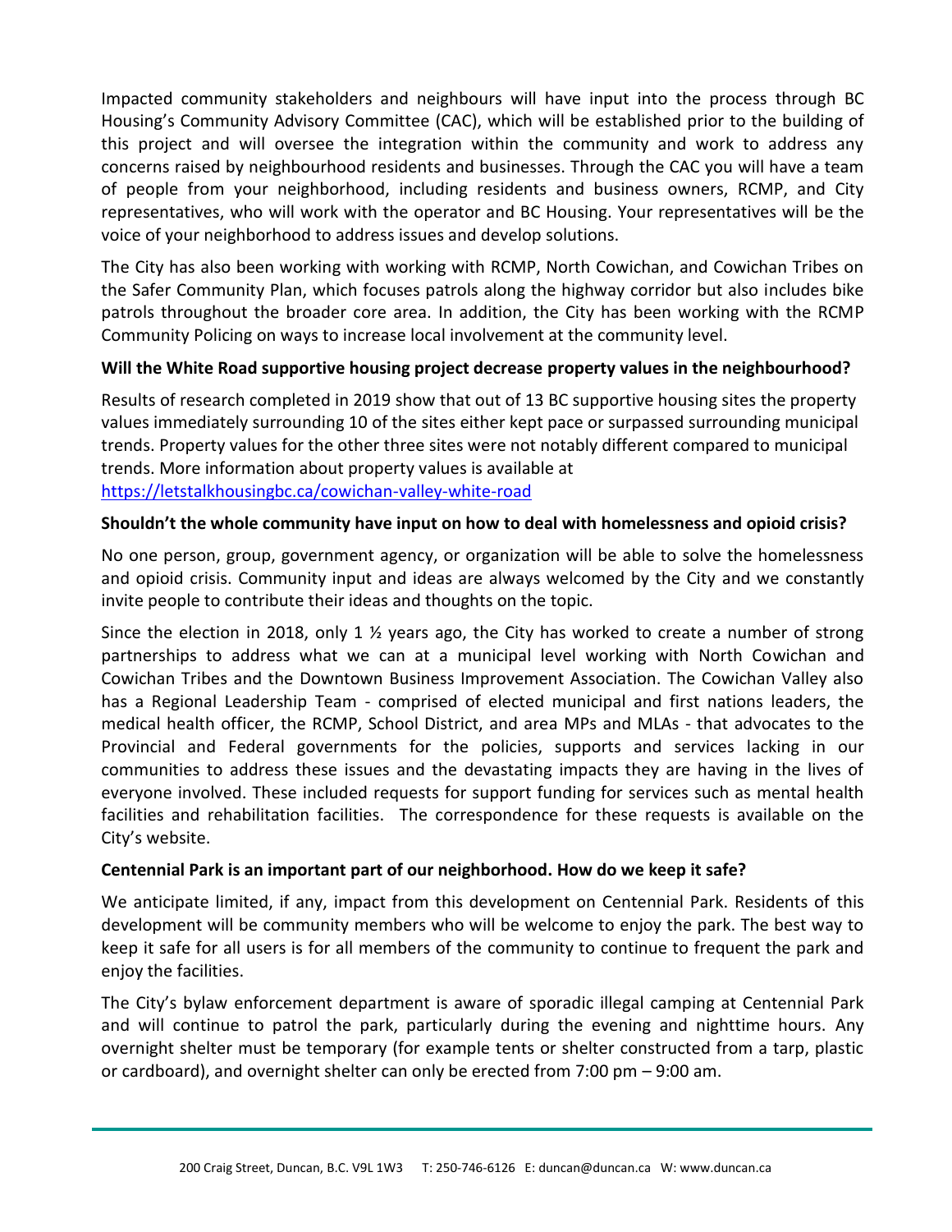Impacted community stakeholders and neighbours will have input into the process through BC Housing's Community Advisory Committee (CAC), which will be established prior to the building of this project and will oversee the integration within the community and work to address any concerns raised by neighbourhood residents and businesses. Through the CAC you will have a team of people from your neighborhood, including residents and business owners, RCMP, and City representatives, who will work with the operator and BC Housing. Your representatives will be the voice of your neighborhood to address issues and develop solutions.

The City has also been working with working with RCMP, North Cowichan, and Cowichan Tribes on the Safer Community Plan, which focuses patrols along the highway corridor but also includes bike patrols throughout the broader core area. In addition, the City has been working with the RCMP Community Policing on ways to increase local involvement at the community level.

**Will the White Road supportive housing project decrease property values in the neighbourhood?**

Results of research completed in 2019 show that out of 13 BC supportive housing sites the property values immediately surrounding 10 of the sites either kept pace or surpassed surrounding municipal trends. Property values for the other three sites were not notably different compared to municipal trends. More information about property values is available at https://letstalkhousingbc.ca/cowichan-valley-white-road

**Shouldn't the whole community have input on how to deal with homelessness and opioid crisis?**

No one person, group, government agency, or organization will be able to solve the homelessness and opioid crisis. Community input and ideas are always welcomed by the City and we constantly invite people to contribute their ideas and thoughts on the topic.

Since the election in 2018, only 1 ½ years ago, the City has worked to create a number of strong partnerships to address what we can at a municipal level working with North Cowichan and Cowichan Tribes and the Downtown Business Improvement Association. The Cowichan Valley also has a Regional Leadership Team - comprised of elected municipal and first nations leaders, the medical health officer, the RCMP, School District, and area MPs and MLAs - that advocates to the Provincial and Federal governments for the policies, supports and services lacking in our communities to address these issues and the devastating impacts they are having in the lives of everyone involved. These included requests for support funding for services such as mental health facilities and rehabilitation facilities. The correspondence for these requests is available on the City's website.

**Centennial Park is an important part of our neighborhood. How do we keep it safe?**

We anticipate limited, if any, impact from this development on Centennial Park. Residents of this development will be community members who will be welcome to enjoy the park. The best way to keep it safe for all users is for all members of the community to continue to frequent the park and enjoy the facilities.

The City's bylaw enforcement department is aware of sporadic illegal camping at Centennial Park and will continue to patrol the park, particularly during the evening and nighttime hours. Any overnight shelter must be temporary (for example tents or shelter constructed from a tarp, plastic or cardboard), and overnight shelter can only be erected from 7:00 pm – 9:00 am.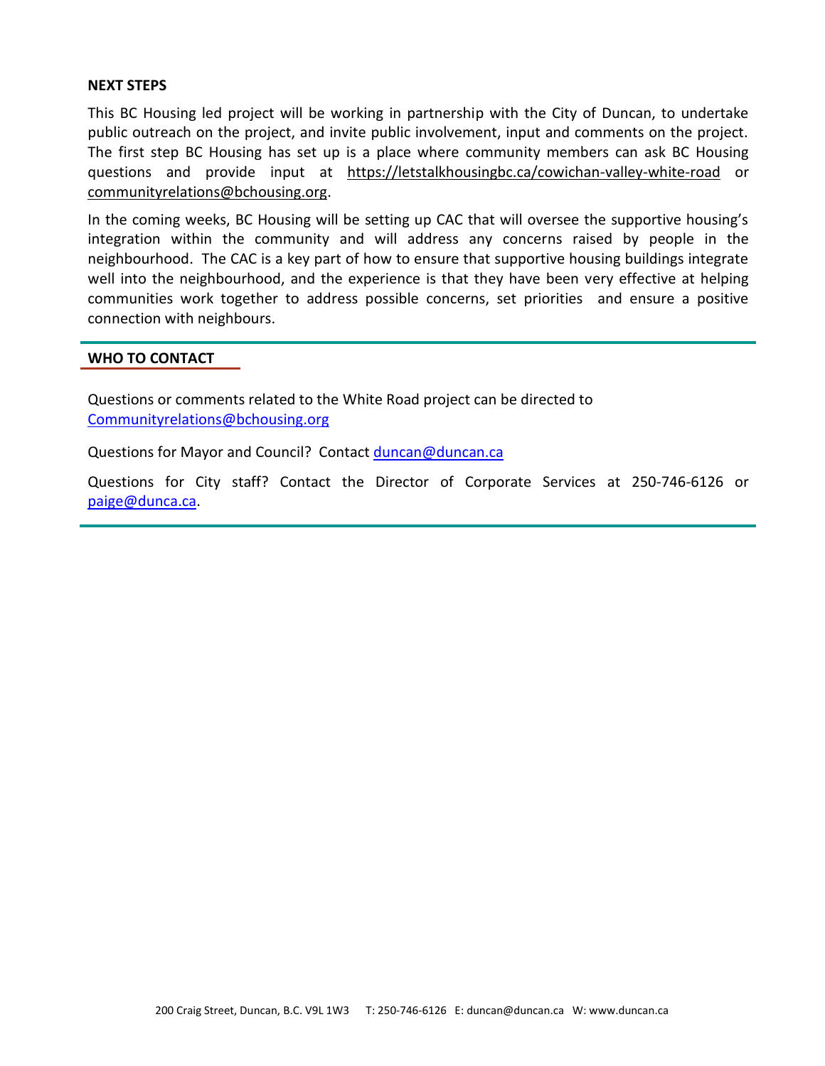**NEXT STEPS**

This BC Housing led project will be working in partnership with the City of Duncan, to undertake public outreach on the project, and invite public involvement, input and comments on the project. The first step BC Housing has set up is a place where community members can ask BC Housing questions and provide input at https://letstalkhousingbc.ca/cowichan-valley-white-road or communityrelations@bchousing.org.

In the coming weeks, BC Housing will be setting up CAC that will oversee the supportive housing's integration within the community and will address any concerns raised by people in the neighbourhood. The CAC is a key part of how to ensure that supportive housing buildings integrate well into the neighbourhood, and the experience is that they have been very effective at helping communities work together to address possible concerns, set priorities and ensure a positive connection with neighbours.

**WHO TO CONTACT**

Questions or comments related to the White Road project can be directed to Communityrelations@bchousing.org

Questions for Mayor and Council? Contact duncan@duncan.ca

Questions for City staff? Contact the Director of Corporate Services at 250-746-6126 or paige@dunca.ca.